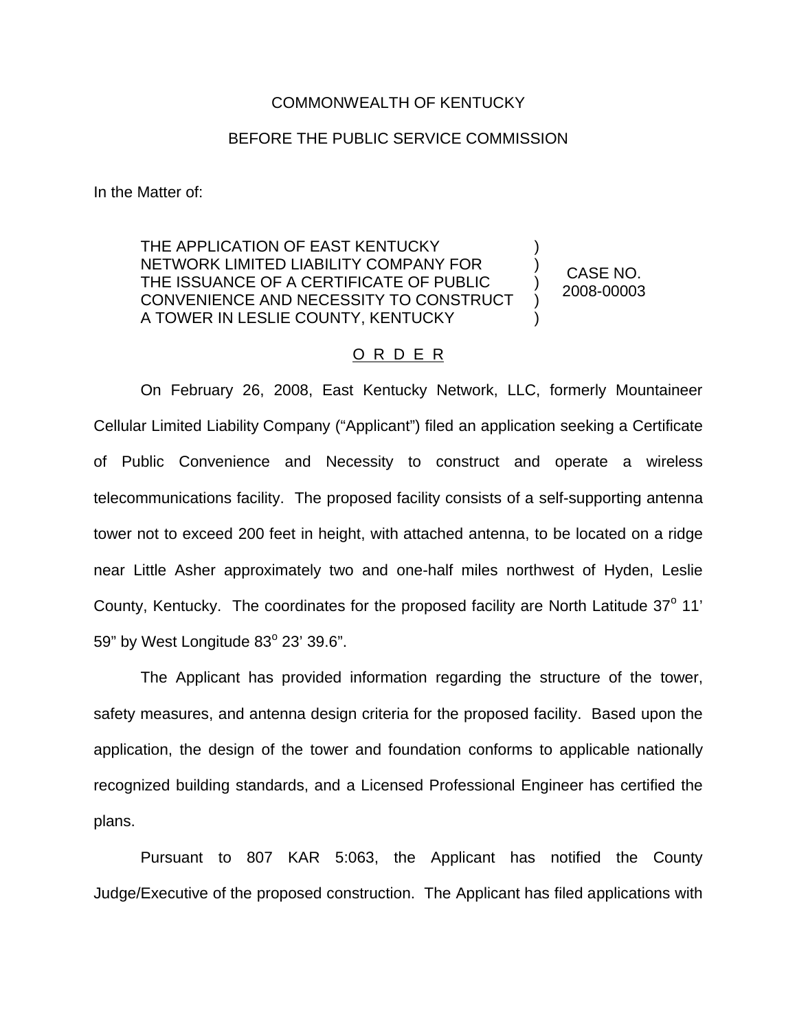COMMONWEALTH OF KENTUCKY

BEFORE THE PUBLIC SERVICE COMMISSION

In the Matter of:

| | | |
|---|---|---|
| THE APPLICATION OF EAST KENTUCKY NETWORK LIMITED LIABILITY COMPANY FOR THE ISSUANCE OF A CERTIFICATE OF PUBLIC CONVENIENCE AND NECESSITY TO CONSTRUCT A TOWER IN LESLIE COUNTY, KENTUCKY | ) ) ) ) ) | CASE NO. 2008-00003 |

O R D E R

On February 26, 2008, East Kentucky Network, LLC, formerly Mountaineer Cellular Limited Liability Company ("Applicant") filed an application seeking a Certificate of Public Convenience and Necessity to construct and operate a wireless telecommunications facility. The proposed facility consists of a self-supporting antenna tower not to exceed 200 feet in height, with attached antenna, to be located on a ridge near Little Asher approximately two and one-half miles northwest of Hyden, Leslie County, Kentucky. The coordinates for the proposed facility are North Latitude 37° 11' 59" by West Longitude 83° 23' 39.6".

The Applicant has provided information regarding the structure of the tower, safety measures, and antenna design criteria for the proposed facility. Based upon the application, the design of the tower and foundation conforms to applicable nationally recognized building standards, and a Licensed Professional Engineer has certified the plans.

Pursuant to 807 KAR 5:063, the Applicant has notified the County Judge/Executive of the proposed construction. The Applicant has filed applications with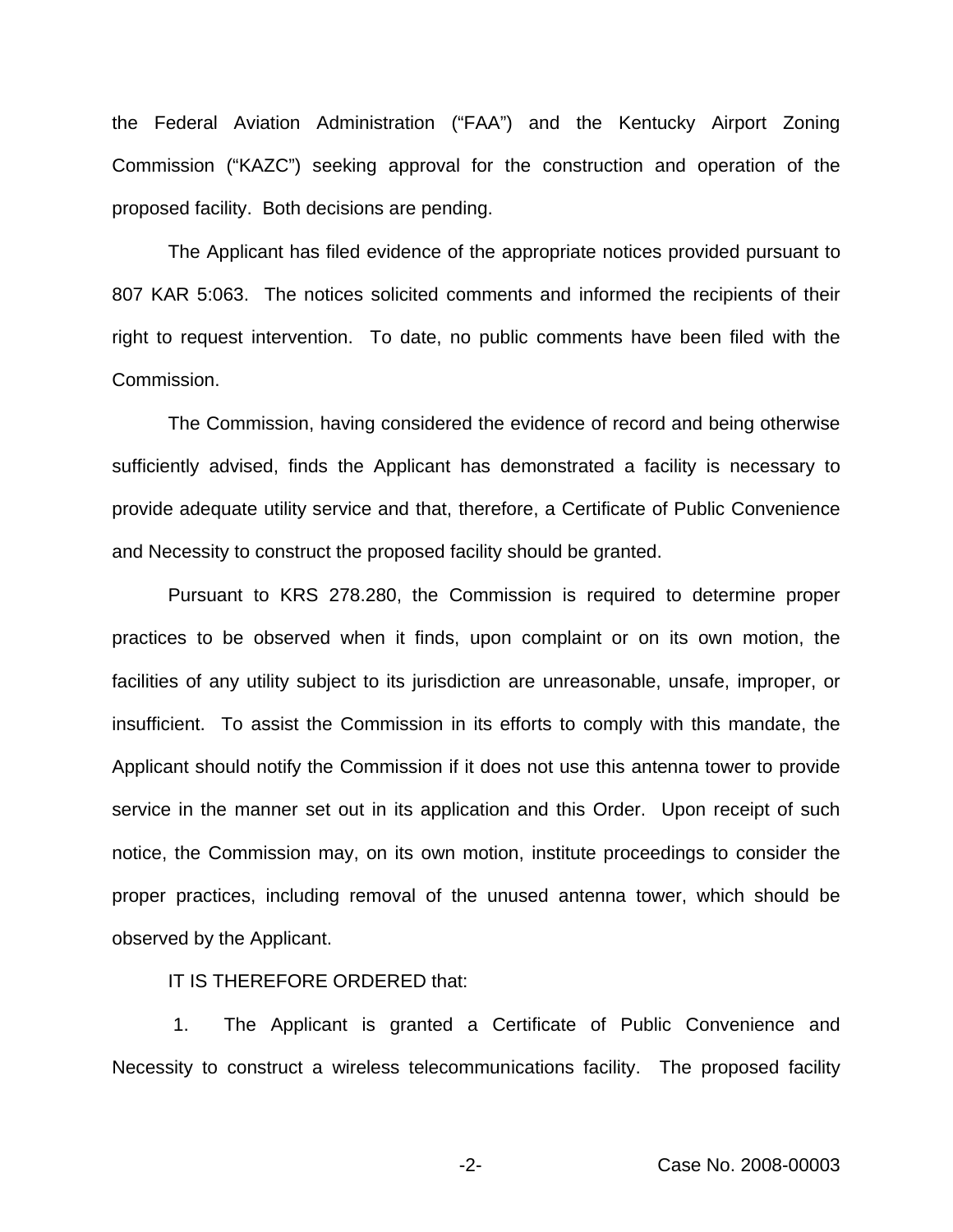the Federal Aviation Administration ("FAA") and the Kentucky Airport Zoning Commission ("KAZC") seeking approval for the construction and operation of the proposed facility. Both decisions are pending.

The Applicant has filed evidence of the appropriate notices provided pursuant to 807 KAR 5:063. The notices solicited comments and informed the recipients of their right to request intervention. To date, no public comments have been filed with the Commission.

The Commission, having considered the evidence of record and being otherwise sufficiently advised, finds the Applicant has demonstrated a facility is necessary to provide adequate utility service and that, therefore, a Certificate of Public Convenience and Necessity to construct the proposed facility should be granted.

Pursuant to KRS 278.280, the Commission is required to determine proper practices to be observed when it finds, upon complaint or on its own motion, the facilities of any utility subject to its jurisdiction are unreasonable, unsafe, improper, or insufficient. To assist the Commission in its efforts to comply with this mandate, the Applicant should notify the Commission if it does not use this antenna tower to provide service in the manner set out in its application and this Order. Upon receipt of such notice, the Commission may, on its own motion, institute proceedings to consider the proper practices, including removal of the unused antenna tower, which should be observed by the Applicant.

IT IS THEREFORE ORDERED that:

1. The Applicant is granted a Certificate of Public Convenience and Necessity to construct a wireless telecommunications facility. The proposed facility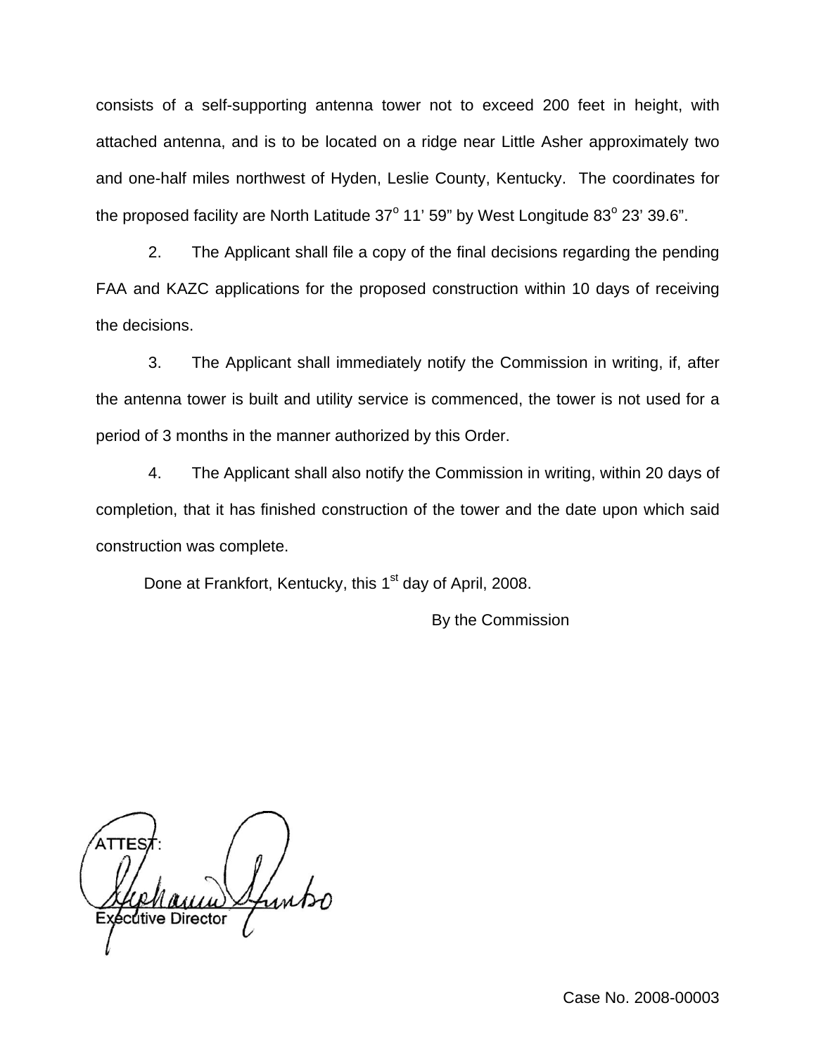consists of a self-supporting antenna tower not to exceed 200 feet in height, with attached antenna, and is to be located on a ridge near Little Asher approximately two and one-half miles northwest of Hyden, Leslie County, Kentucky. The coordinates for the proposed facility are North Latitude 37$^{o}$ 11' 59" by West Longitude 83$^{o}$ 23' 39.6".

2. The Applicant shall file a copy of the final decisions regarding the pending FAA and KAZC applications for the proposed construction within 10 days of receiving the decisions.

3. The Applicant shall immediately notify the Commission in writing, if, after the antenna tower is built and utility service is commenced, the tower is not used for a period of 3 months in the manner authorized by this Order.

4. The Applicant shall also notify the Commission in writing, within 20 days of completion, that it has finished construction of the tower and the date upon which said construction was complete.

Done at Frankfort, Kentucky, this 1st day of April, 2008.

By the Commission

ATTEST:

Executive Director

Case No. 2008-00003